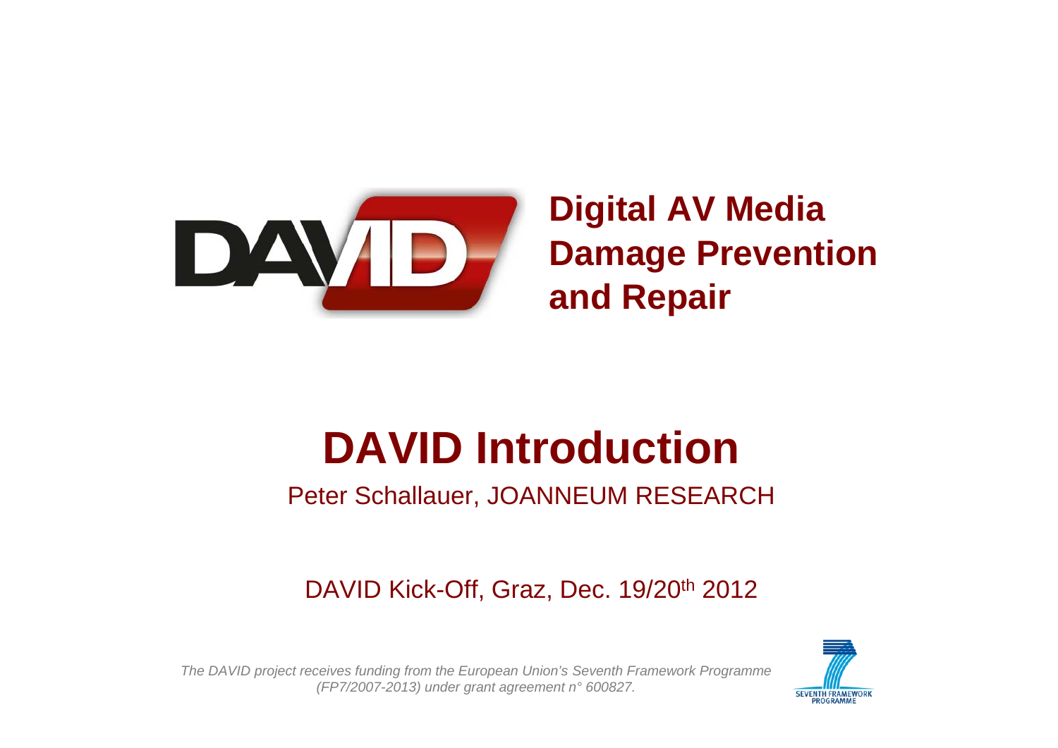**Digital AV Media Damage Prevention and Repair**

# DAVID Introduction

Peter Schallauer, JOANNEUM RESEARCH

DAVID Kick-Off, Graz, Dec. 19/20$^{th}$ 2012

*The DAVID project receives funding from the European Union's Seventh Framework Programme (FP7/2007-2013) under grant agreement n° 600827.*

SEVENTH FRAMEWORK PROGRAMME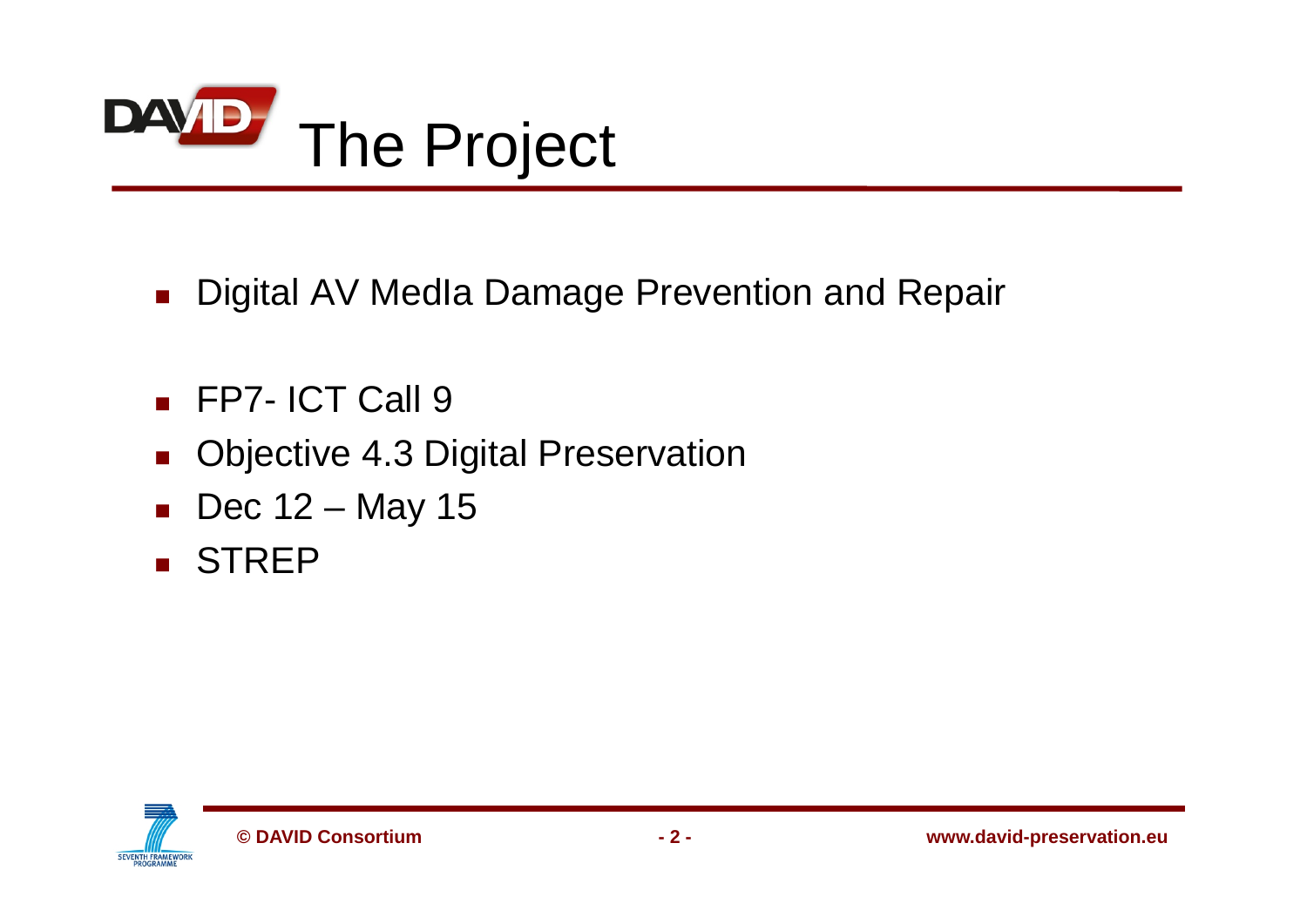# The Project

- Digital AV MedIa Damage Prevention and Repair

- FP7- ICT Call 9
- Objective 4.3 Digital Preservation
- Dec 12 – May 15
- STREP

© DAVID Consortium

www.david-preservation.eu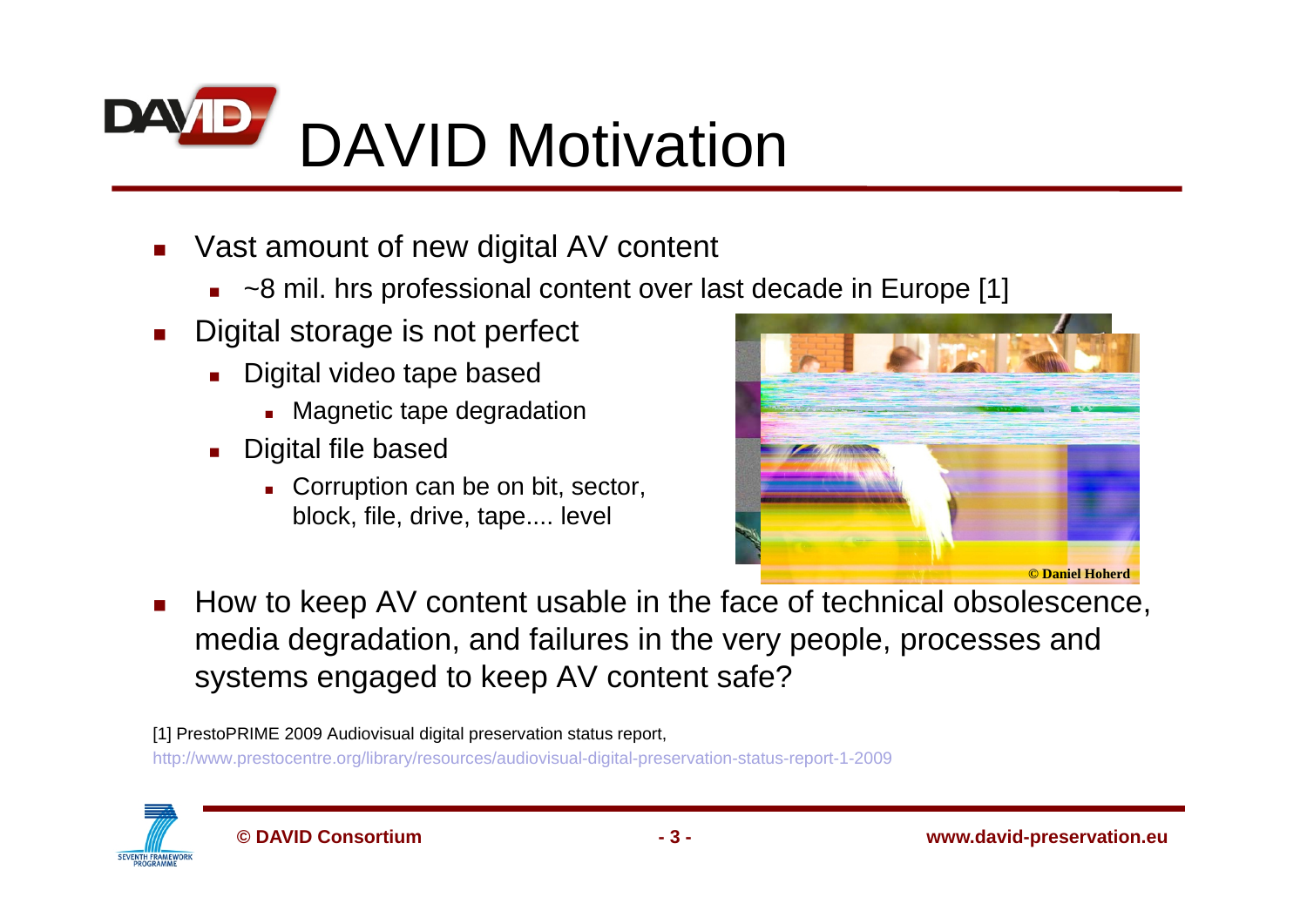# DAVID Motivation

- Vast amount of new digital AV content
  - ~8 mil. hrs professional content over last decade in Europe [1]
- Digital storage is not perfect
  - Digital video tape based
    - Magnetic tape degradation
  - Digital file based
    - Corruption can be on bit, sector, block, file, drive, tape.... level
- How to keep AV content usable in the face of technical obsolescence, media degradation, and failures in the very people, processes and systems engaged to keep AV content safe?

© Daniel Hoherd

[1] PrestoPRIME 2009 Audiovisual digital preservation status report, http://www.prestocentre.org/library/resources/audiovisual-digital-preservation-status-report-1-2009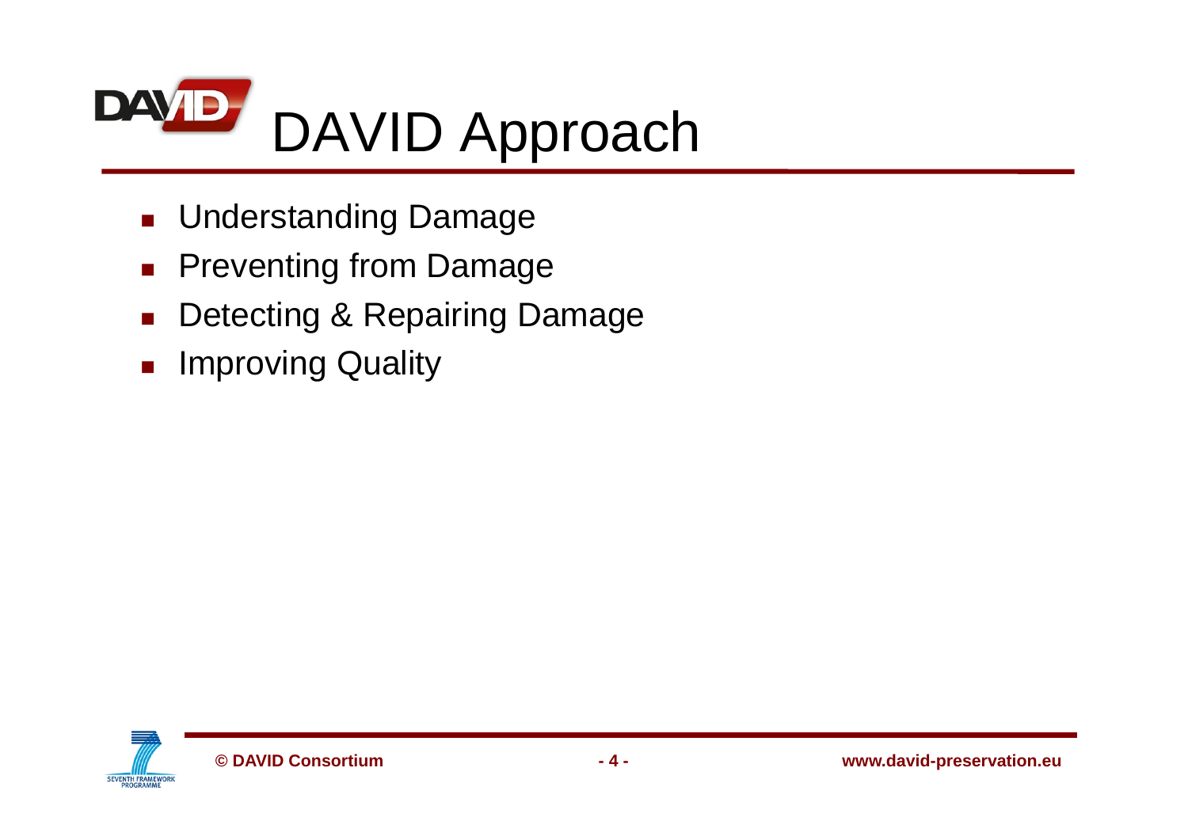# DAVID Approach

- Understanding Damage
- Preventing from Damage
- Detecting & Repairing Damage
- Improving Quality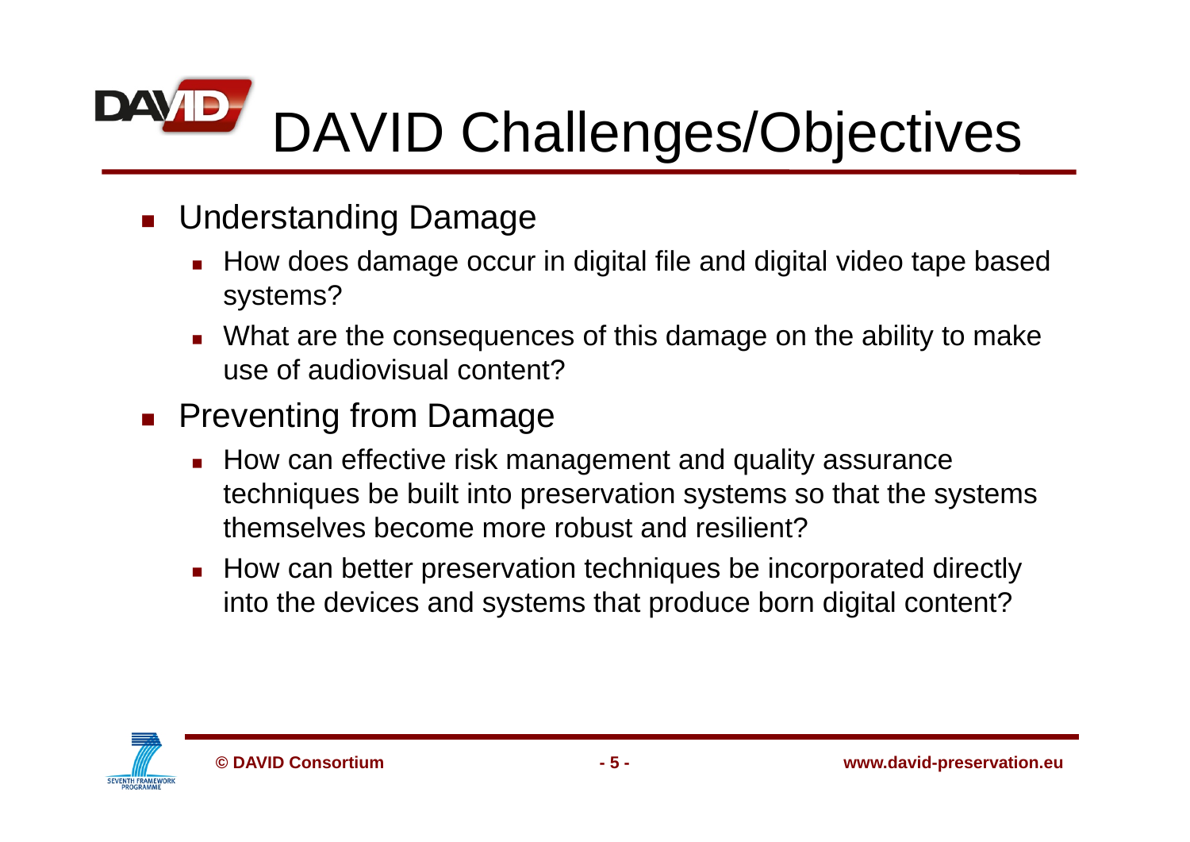# DAVID Challenges/Objectives

- Understanding Damage
  - How does damage occur in digital file and digital video tape based systems?
  - What are the consequences of this damage on the ability to make use of audiovisual content?
- Preventing from Damage
  - How can effective risk management and quality assurance techniques be built into preservation systems so that the systems themselves become more robust and resilient?
  - How can better preservation techniques be incorporated directly into the devices and systems that produce born digital content?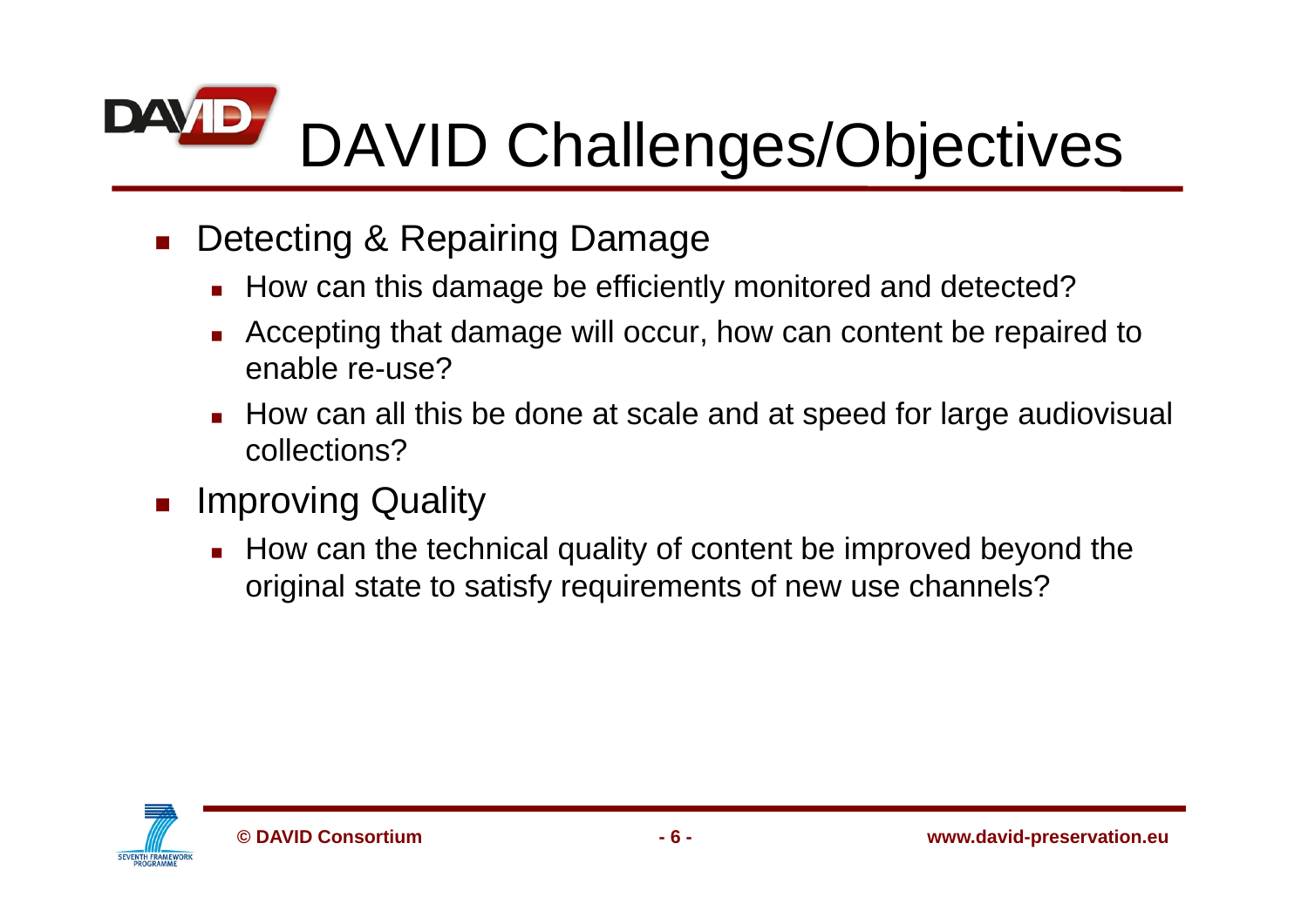# DAVID Challenges/Objectives

- Detecting & Repairing Damage
  - How can this damage be efficiently monitored and detected?
  - Accepting that damage will occur, how can content be repaired to enable re-use?
  - How can all this be done at scale and at speed for large audiovisual collections?
- Improving Quality
  - How can the technical quality of content be improved beyond the original state to satisfy requirements of new use channels?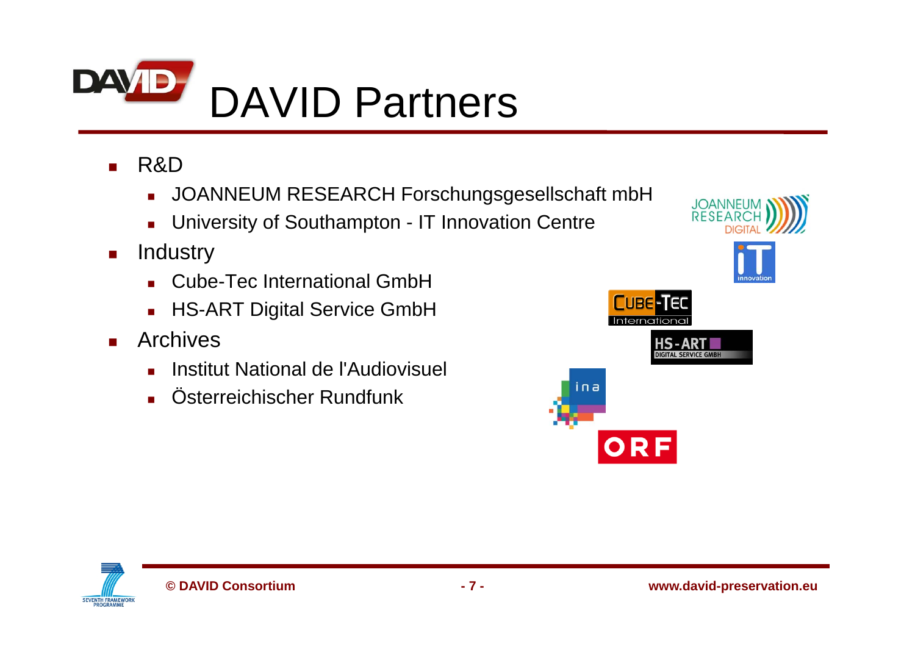# DAVID Partners

- R&D
  - JOANNEUM RESEARCH Forschungsgesellschaft mbH
  - University of Southampton - IT Innovation Centre
- Industry
  - Cube-Tec International GmbH
  - HS-ART Digital Service GmbH
- Archives
  - Institut National de l'Audiovisuel
  - Österreichischer Rundfunk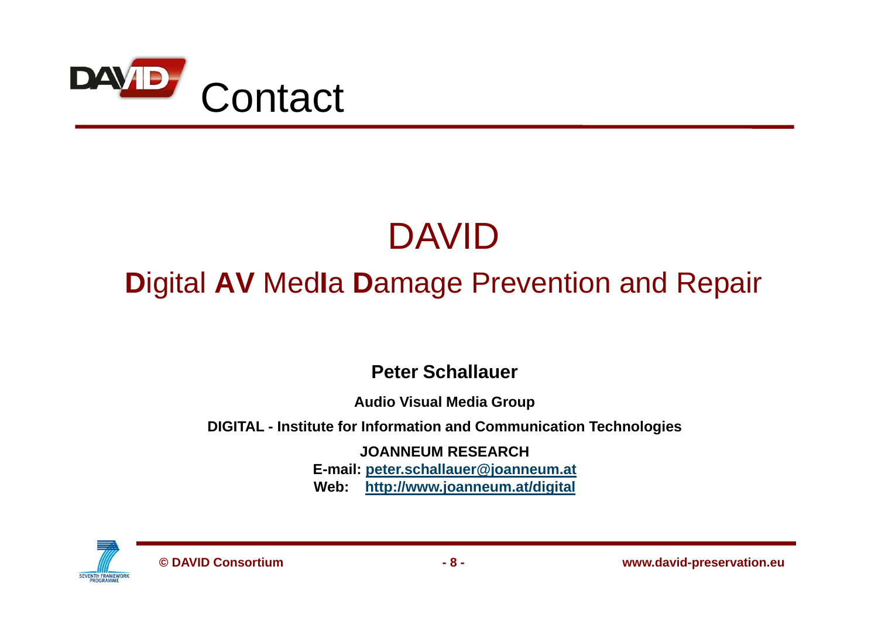# Contact

## DAVID

### **D**igital **AV** Med**I**a **D**amage Prevention and Repair

**Peter Schallauer**

**Audio Visual Media Group**

**DIGITAL - Institute for Information and Communication Technologies**

**JOANNEUM RESEARCH**

**E-mail: peter.schallauer@joanneum.at**

**Web: http://www.joanneum.at/digital**

**© DAVID Consortium** **www.david-preservation.eu**